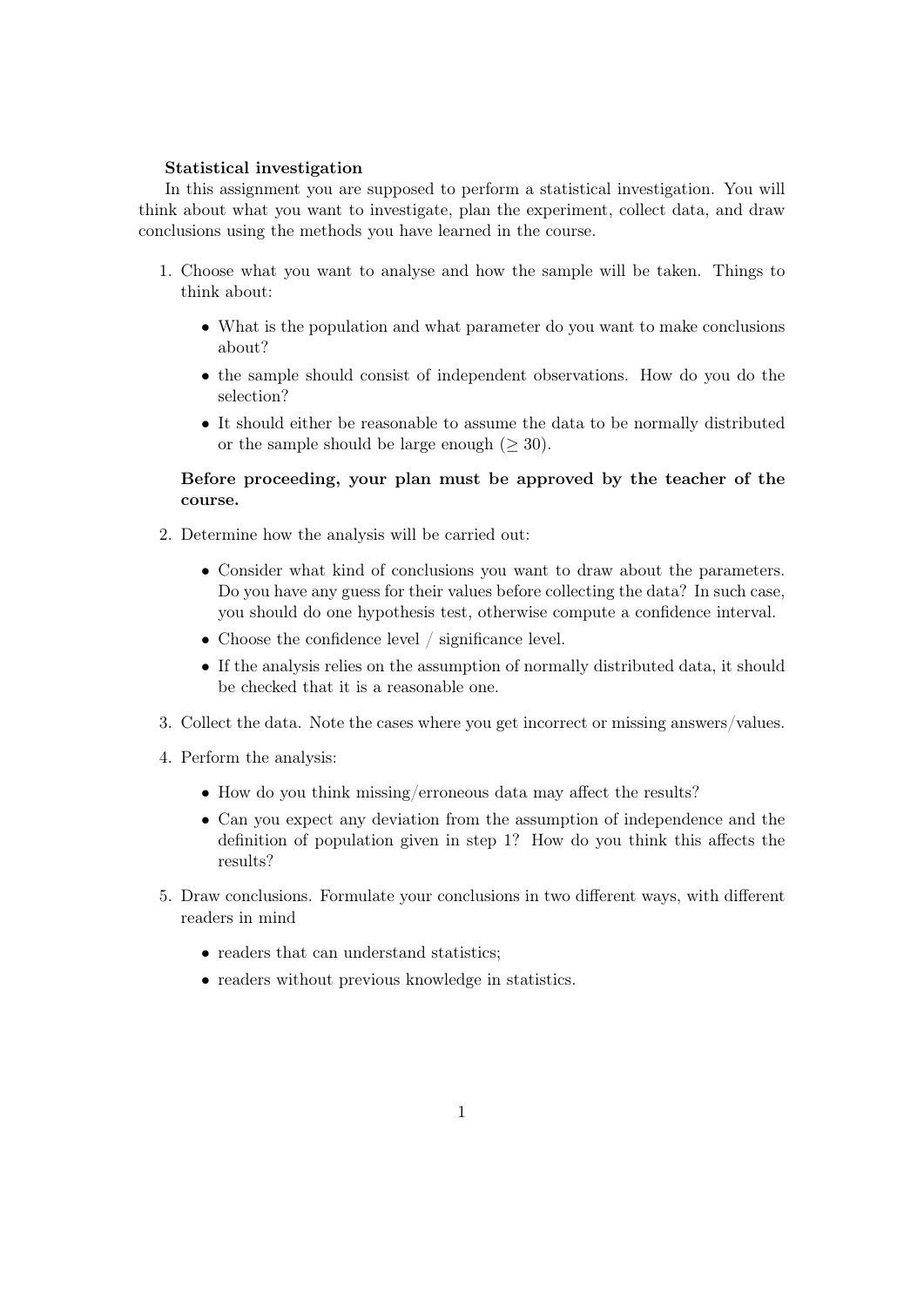**Statistical investigation**

In this assignment you are supposed to perform a statistical investigation. You will think about what you want to investigate, plan the experiment, collect data, and draw conclusions using the methods you have learned in the course.

1. Choose what you want to analyse and how the sample will be taken. Things to think about:

   - What is the population and what parameter do you want to make conclusions about?
   - the sample should consist of independent observations. How do you do the selection?
   - It should either be reasonable to assume the data to be normally distributed or the sample should be large enough ($\geq 30$).

   **Before proceeding, your plan must be approved by the teacher of the course.**

2. Determine how the analysis will be carried out:

   - Consider what kind of conclusions you want to draw about the parameters. Do you have any guess for their values before collecting the data? In such case, you should do one hypothesis test, otherwise compute a confidence interval.
   - Choose the confidence level / significance level.
   - If the analysis relies on the assumption of normally distributed data, it should be checked that it is a reasonable one.

3. Collect the data. Note the cases where you get incorrect or missing answers/values.

4. Perform the analysis:

   - How do you think missing/erroneous data may affect the results?
   - Can you expect any deviation from the assumption of independence and the definition of population given in step 1? How do you think this affects the results?

5. Draw conclusions. Formulate your conclusions in two different ways, with different readers in mind

   - readers that can understand statistics;
   - readers without previous knowledge in statistics.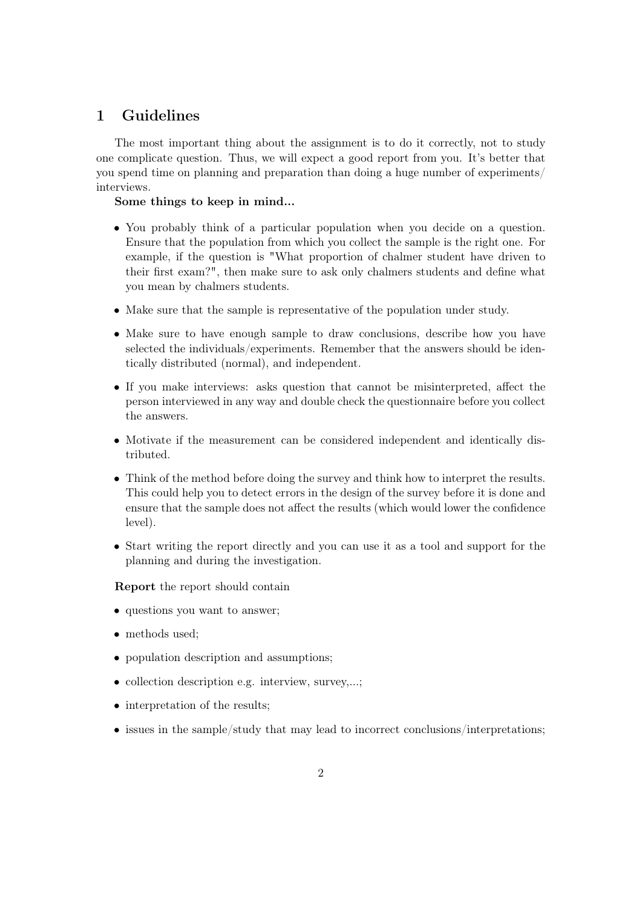# 1 Guidelines

The most important thing about the assignment is to do it correctly, not to study one complicate question. Thus, we will expect a good report from you. It's better that you spend time on planning and preparation than doing a huge number of experiments/ interviews.

**Some things to keep in mind...**

- You probably think of a particular population when you decide on a question. Ensure that the population from which you collect the sample is the right one. For example, if the question is "What proportion of chalmer student have driven to their first exam?", then make sure to ask only chalmers students and define what you mean by chalmers students.
- Make sure that the sample is representative of the population under study.
- Make sure to have enough sample to draw conclusions, describe how you have selected the individuals/experiments. Remember that the answers should be identically distributed (normal), and independent.
- If you make interviews: asks question that cannot be misinterpreted, affect the person interviewed in any way and double check the questionnaire before you collect the answers.
- Motivate if the measurement can be considered independent and identically distributed.
- Think of the method before doing the survey and think how to interpret the results. This could help you to detect errors in the design of the survey before it is done and ensure that the sample does not affect the results (which would lower the confidence level).
- Start writing the report directly and you can use it as a tool and support for the planning and during the investigation.

**Report** the report should contain

- questions you want to answer;
- methods used;
- population description and assumptions;
- collection description e.g. interview, survey,...;
- interpretation of the results;
- issues in the sample/study that may lead to incorrect conclusions/interpretations;